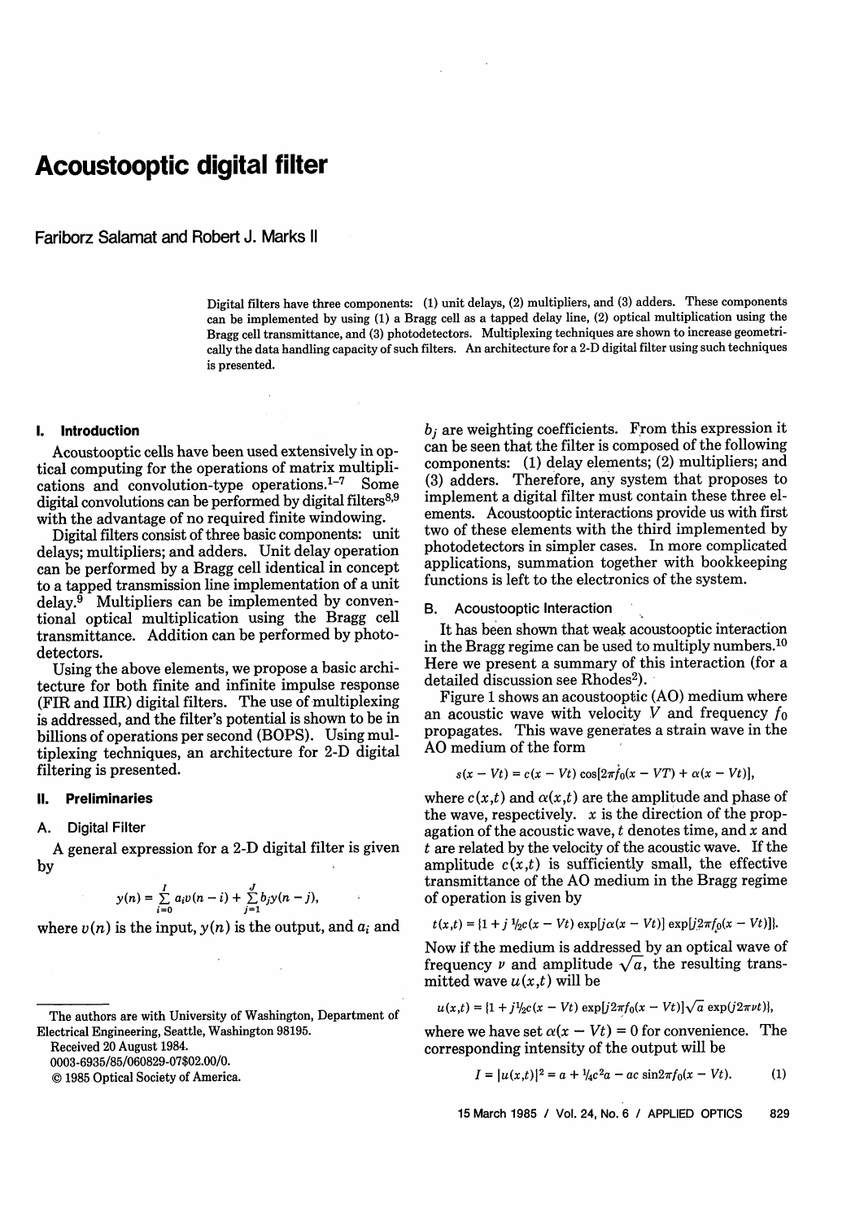# Acoustooptic digital filter

Fariborz Salamat and Robert J. Marks II

Digital filters have three components: (1) unit delays, (2) multipliers, and (3) adders. These components can be implemented by using (1) a Bragg cell as a tapped delay line, (2) optical multiplication using the Bragg cell transmittance, and (3) photodetectors. Multiplexing techniques are shown to increase geometrically the data handling capacity of such filters. An architecture for a 2-D digital filter using such techniques is presented.

## I. Introduction

Acoustooptic cells have been used extensively in optical computing for the operations of matrix multiplications and convolution-type operations.[1–7] Some digital convolutions can be performed by digital filters[8,9] with the advantage of no required finite windowing.

Digital filters consist of three basic components: unit delays; multipliers; and adders. Unit delay operation can be performed by a Bragg cell identical in concept to a tapped transmission line implementation of a unit delay.[9] Multipliers can be implemented by conventional optical multiplication using the Bragg cell transmittance. Addition can be performed by photodetectors.

Using the above elements, we propose a basic architecture for both finite and infinite impulse response (FIR and IIR) digital filters. The use of multiplexing is addressed, and the filter's potential is shown to be in billions of operations per second (BOPS). Using multiplexing techniques, an architecture for 2-D digital filtering is presented.

## II. Preliminaries

### A. Digital Filter

A general expression for a 2-D digital filter is given by

$$y(n) = \sum_{i=0}^{I} a_i v(n-i) + \sum_{j=1}^{J} b_j y(n-j),$$

where $v(n)$ is the input, $y(n)$ is the output, and $a_i$ and $b_j$ are weighting coefficients. From this expression it can be seen that the filter is composed of the following components: (1) delay elements; (2) multipliers; and (3) adders. Therefore, any system that proposes to implement a digital filter must contain these three elements. Acoustooptic interactions provide us with first two of these elements with the third implemented by photodetectors in simpler cases. In more complicated applications, summation together with bookkeeping functions is left to the electronics of the system.

### B. Acoustooptic Interaction

It has been shown that weak acoustooptic interaction in the Bragg regime can be used to multiply numbers.[10] Here we present a summary of this interaction (for a detailed discussion see Rhodes[2]).

Figure 1 shows an acoustooptic (AO) medium where an acoustic wave with velocity $V$ and frequency $f_0$ propagates. This wave generates a strain wave in the AO medium of the form

$$s(x - Vt) = c(x - Vt)\cos[2\pi f_0(x - VT) + \alpha(x - Vt)],$$

where $c(x,t)$ and $\alpha(x,t)$ are the amplitude and phase of the wave, respectively. $x$ is the direction of the propagation of the acoustic wave, $t$ denotes time, and $x$ and $t$ are related by the velocity of the acoustic wave. If the amplitude $c(x,t)$ is sufficiently small, the effective transmittance of the AO medium in the Bragg regime of operation is given by

$$t(x,t) = \{1 + j\,{}^1\!/\!_2 c(x - Vt)\exp[j\alpha(x - Vt)]\exp[j2\pi f_0(x - Vt)]\}.$$

Now if the medium is addressed by an optical wave of frequency $\nu$ and amplitude $\sqrt{a}$, the resulting transmitted wave $u(x,t)$ will be

$$u(x,t) = \{1 + j\,{}^1\!/\!_2 c(x - Vt)\exp[j2\pi f_0(x - Vt)]\sqrt{a}\exp(j2\pi\nu t)\},$$

where we have set $\alpha(x - Vt) = 0$ for convenience. The corresponding intensity of the output will be

$$I = |u(x,t)|^2 = a + {}^1\!/\!_4 c^2 a - ac\sin 2\pi f_0(x - Vt). \qquad (1)$$

The authors are with University of Washington, Department of Electrical Engineering, Seattle, Washington 98195.

Received 20 August 1984.

0003-6935/85/060829-07$02.00/0.

© 1985 Optical Society of America.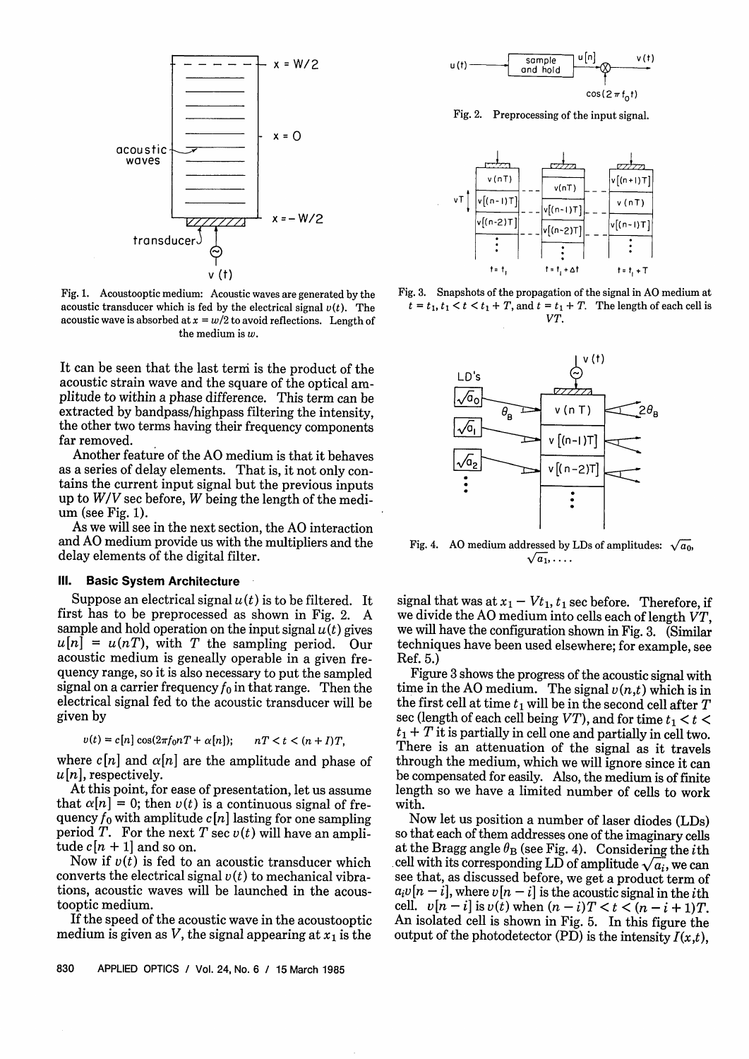Fig. 1. Acoustooptic medium: Acoustic waves are generated by the acoustic transducer which is fed by the electrical signal $v(t)$. The acoustic wave is absorbed at $x = w/2$ to avoid reflections. Length of the medium is $w$.

It can be seen that the last term is the product of the acoustic strain wave and the square of the optical amplitude to within a phase difference. This term can be extracted by bandpass/highpass filtering the intensity, the other two terms having their frequency components far removed.

Another feature of the AO medium is that it behaves as a series of delay elements. That is, it not only contains the current input signal but the previous inputs up to $W/V$ sec before, $W$ being the length of the medium (see Fig. 1).

As we will see in the next section, the AO interaction and AO medium provide us with the multipliers and the delay elements of the digital filter.

## III. Basic System Architecture

Suppose an electrical signal $u(t)$ is to be filtered. It first has to be preprocessed as shown in Fig. 2. A sample and hold operation on the input signal $u(t)$ gives $u[n] = u(nT)$, with $T$ the sampling period. Our acoustic medium is geneally operable in a given frequency range, so it is also necessary to put the sampled signal on a carrier frequency $f_0$ in that range. Then the electrical signal fed to the acoustic transducer will be given by

$$v(t) = c[n]\cos(2\pi f_0 nT + \alpha[n]); \qquad nT < t < (n+I)T,$$

where $c[n]$ and $\alpha[n]$ are the amplitude and phase of $u[n]$, respectively.

At this point, for ease of presentation, let us assume that $\alpha[n] = 0$; then $v(t)$ is a continuous signal of frequency $f_0$ with amplitude $c[n]$ lasting for one sampling period $T$. For the next $T$ sec $v(t)$ will have an amplitude $c[n+1]$ and so on.

Now if $v(t)$ is fed to an acoustic transducer which converts the electrical signal $v(t)$ to mechanical vibrations, acoustic waves will be launched in the acoustooptic medium.

If the speed of the acoustic wave in the acoustooptic medium is given as $V$, the signal appearing at $x_1$ is the signal that was at $x_1 - Vt_1$, $t_1$ sec before. Therefore, if we divide the AO medium into cells each of length $VT$, we will have the configuration shown in Fig. 3. (Similar techniques have been used elsewhere; for example, see Ref. 5.)

Fig. 2. Preprocessing of the input signal.

Fig. 3. Snapshots of the propagation of the signal in AO medium at $t = t_1$, $t_1 < t < t_1 + T$, and $t = t_1 + T$. The length of each cell is $VT$.

Fig. 4. AO medium addressed by LDs of amplitudes: $\sqrt{a_0}$, $\sqrt{a_1}, \ldots$.

Figure 3 shows the progress of the acoustic signal with time in the AO medium. The signal $v(n,t)$ which is in the first cell at time $t_1$ will be in the second cell after $T$ sec (length of each cell being $VT$), and for time $t_1 < t < t_1 + T$ it is partially in cell one and partially in cell two. There is an attenuation of the signal as it travels through the medium, which we will ignore since it can be compensated for easily. Also, the medium is of finite length so we have a limited number of cells to work with.

Now let us position a number of laser diodes (LDs) so that each of them addresses one of the imaginary cells at the Bragg angle $\theta_B$ (see Fig. 4). Considering the $i$th cell with its corresponding LD of amplitude $\sqrt{a_i}$, we can see that, as discussed before, we get a product term of $a_i v[n-i]$, where $v[n-i]$ is the acoustic signal in the $i$th cell. $v[n-i]$ is $v(t)$ when $(n-i)T < t < (n-i+1)T$. An isolated cell is shown in Fig. 5. In this figure the output of the photodetector (PD) is the intensity $I(x,t)$,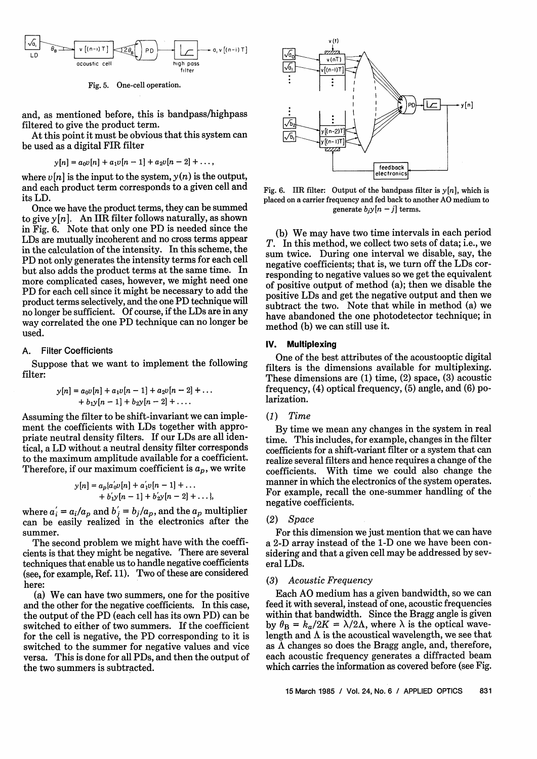Fig. 5. One-cell operation.

and, as mentioned before, this is bandpass/highpass filtered to give the product term.

At this point it must be obvious that this system can be used as a digital FIR filter

$$y[n] = a_0 v[n] + a_1 v[n-1] + a_2 v[n-2] + \ldots,$$

where $v[n]$ is the input to the system, $y(n)$ is the output, and each product term corresponds to a given cell and its LD.

Once we have the product terms, they can be summed to give $y[n]$. An IIR filter follows naturally, as shown in Fig. 6. Note that only one PD is needed since the LDs are mutually incoherent and no cross terms appear in the calculation of the intensity. In this scheme, the PD not only generates the intensity terms for each cell but also adds the product terms at the same time. In more complicated cases, however, we might need one PD for each cell since it might be necessary to add the product terms selectively, and the one PD technique will no longer be sufficient. Of course, if the LDs are in any way correlated the one PD technique can no longer be used.

### A. Filter Coefficients

Suppose that we want to implement the following filter:

$$y[n] = a_0 v[n] + a_1 v[n-1] + a_2 v[n-2] + \ldots + b_1 y[n-1] + b_2 y[n-2] + \ldots.$$

Assuming the filter to be shift-invariant we can implement the coefficients with LDs together with appropriate neutral density filters. If our LDs are all identical, a LD without a neutral density filter corresponds to the maximum amplitude available for a coefficient. Therefore, if our maximum coefficient is $a_p$, we write

$$y[n] = a_p \{a_0' v[n] + a_1' v[n-1] + \ldots + b_1' y[n-1] + b_2' y[n-2] + \ldots\},$$

where $a_i' = a_i/a_p$ and $b_j' = b_j/a_p$, and the $a_p$ multiplier can be easily realized in the electronics after the summer.

The second problem we might have with the coefficients is that they might be negative. There are several techniques that enable us to handle negative coefficients (see, for example, Ref. 11). Two of these are considered here:

(a) We can have two summers, one for the positive and the other for the negative coefficients. In this case, the output of the PD (each cell has its own PD) can be switched to either of two summers. If the coefficient for the cell is negative, the PD corresponding to it is switched to the summer for negative values and vice versa. This is done for all PDs, and then the output of the two summers is subtracted.

Fig. 6. IIR filter: Output of the bandpass filter is $y[n]$, which is placed on a carrier frequency and fed back to another AO medium to generate $b_j y[n-j]$ terms.

(b) We may have two time intervals in each period $T$. In this method, we collect two sets of data; i.e., we sum twice. During one interval we disable, say, the negative coefficients; that is, we turn off the LDs corresponding to negative values so we get the equivalent of positive output of method (a); then we disable the positive LDs and get the negative output and then we subtract the two. Note that while in method (a) we have abandoned the one photodetector technique; in method (b) we can still use it.

## IV. Multiplexing

One of the best attributes of the acoustooptic digital filters is the dimensions available for multiplexing. These dimensions are (1) time, (2) space, (3) acoustic frequency, (4) optical frequency, (5) angle, and (6) polarization.

### (1) *Time*

By time we mean any changes in the system in real time. This includes, for example, changes in the filter coefficients for a shift-variant filter or a system that can realize several filters and hence requires a change of the coefficients. With time we could also change the manner in which the electronics of the system operates. For example, recall the one-summer handling of the negative coefficients.

### (2) *Space*

For this dimension we just mention that we can have a 2-D array instead of the 1-D one we have been considering and that a given cell may be addressed by several LDs.

### (3) *Acoustic Frequency*

Each AO medium has a given bandwidth, so we can feed it with several, instead of one, acoustic frequencies within that bandwidth. Since the Bragg angle is given by $\theta_B = k_a/2K = \lambda/2\Lambda$, where $\lambda$ is the optical wavelength and $\Lambda$ is the acoustical wavelength, we see that as $\Lambda$ changes so does the Bragg angle, and, therefore, each acoustic frequency generates a diffracted beam which carries the information as covered before (see Fig.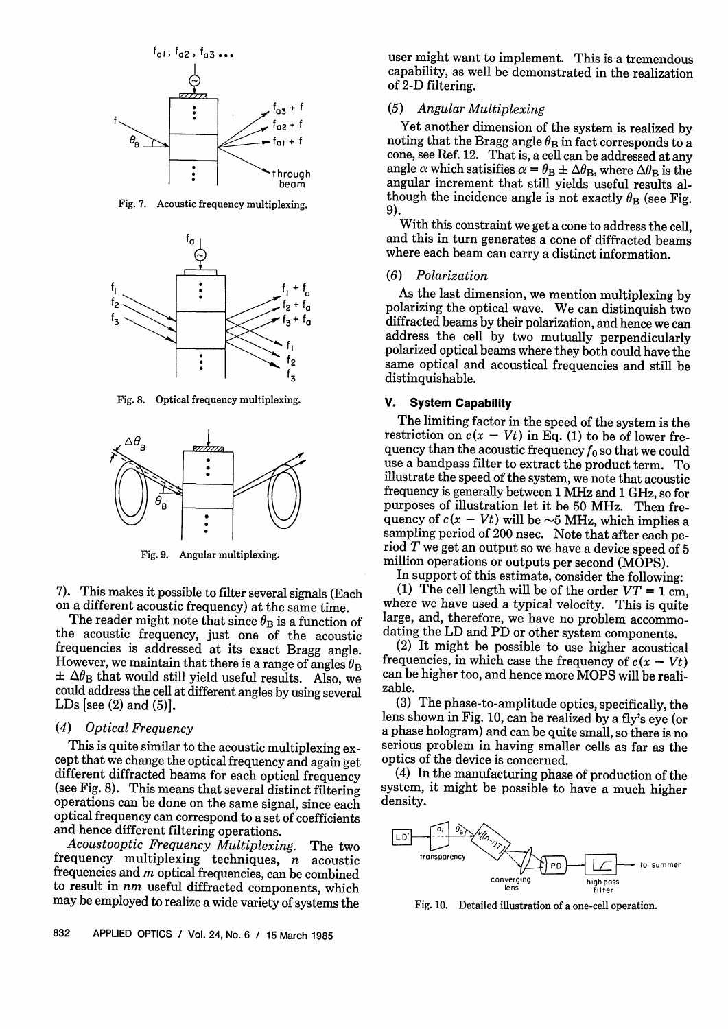Fig. 7. Acoustic frequency multiplexing.

Fig. 8. Optical frequency multiplexing.

Fig. 9. Angular multiplexing.

7). This makes it possible to filter several signals (Each on a different acoustic frequency) at the same time.

The reader might note that since $\theta_B$ is a function of the acoustic frequency, just one of the acoustic frequencies is addressed at its exact Bragg angle. However, we maintain that there is a range of angles $\theta_B \pm \Delta\theta_B$ that would still yield useful results. Also, we could address the cell at different angles by using several LDs [see (2) and (5)].

### (4) *Optical Frequency*

This is quite similar to the acoustic multiplexing except that we change the optical frequency and again get different diffracted beams for each optical frequency (see Fig. 8). This means that several distinct filtering operations can be done on the same signal, since each optical frequency can correspond to a set of coefficients and hence different filtering operations.

*Acoustooptic Frequency Multiplexing.* The two frequency multiplexing techniques, $n$ acoustic frequencies and $m$ optical frequencies, can be combined to result in $nm$ useful diffracted components, which may be employed to realize a wide variety of systems the user might want to implement. This is a tremendous capability, as well be demonstrated in the realization of 2-D filtering.

### (5) *Angular Multiplexing*

Yet another dimension of the system is realized by noting that the Bragg angle $\theta_B$ in fact corresponds to a cone, see Ref. 12. That is, a cell can be addressed at any angle $\alpha$ which satisifies $\alpha = \theta_B \pm \Delta\theta_B$, where $\Delta\theta_B$ is the angular increment that still yields useful results although the incidence angle is not exactly $\theta_B$ (see Fig. 9).

With this constraint we get a cone to address the cell, and this in turn generates a cone of diffracted beams where each beam can carry a distinct information.

### (6) *Polarization*

As the last dimension, we mention multiplexing by polarizing the optical wave. We can distinquish two diffracted beams by their polarization, and hence we can address the cell by two mutually perpendicularly polarized optical beams where they both could have the same optical and acoustical frequencies and still be distinquishable.

## V. System Capability

The limiting factor in the speed of the system is the restriction on $c(x - Vt)$ in Eq. (1) to be of lower frequency than the acoustic frequency $f_0$ so that we could use a bandpass filter to extract the product term. To illustrate the speed of the system, we note that acoustic frequency is generally between 1 MHz and 1 GHz, so for purposes of illustration let it be 50 MHz. Then frequency of $c(x - Vt)$ will be ~5 MHz, which implies a sampling period of 200 nsec. Note that after each period $T$ we get an output so we have a device speed of 5 million operations or outputs per second (MOPS).

In support of this estimate, consider the following:

(1) The cell length will be of the order $VT = 1$ cm, where we have used a typical velocity. This is quite large, and, therefore, we have no problem accommodating the LD and PD or other system components.

(2) It might be possible to use higher acoustical frequencies, in which case the frequency of $c(x - Vt)$ can be higher too, and hence more MOPS will be realizable.

(3) The phase-to-amplitude optics, specifically, the lens shown in Fig. 10, can be realized by a fly's eye (or a phase hologram) and can be quite small, so there is no serious problem in having smaller cells as far as the optics of the device is concerned.

(4) In the manufacturing phase of production of the system, it might be possible to have a much higher density.

Fig. 10. Detailed illustration of a one-cell operation.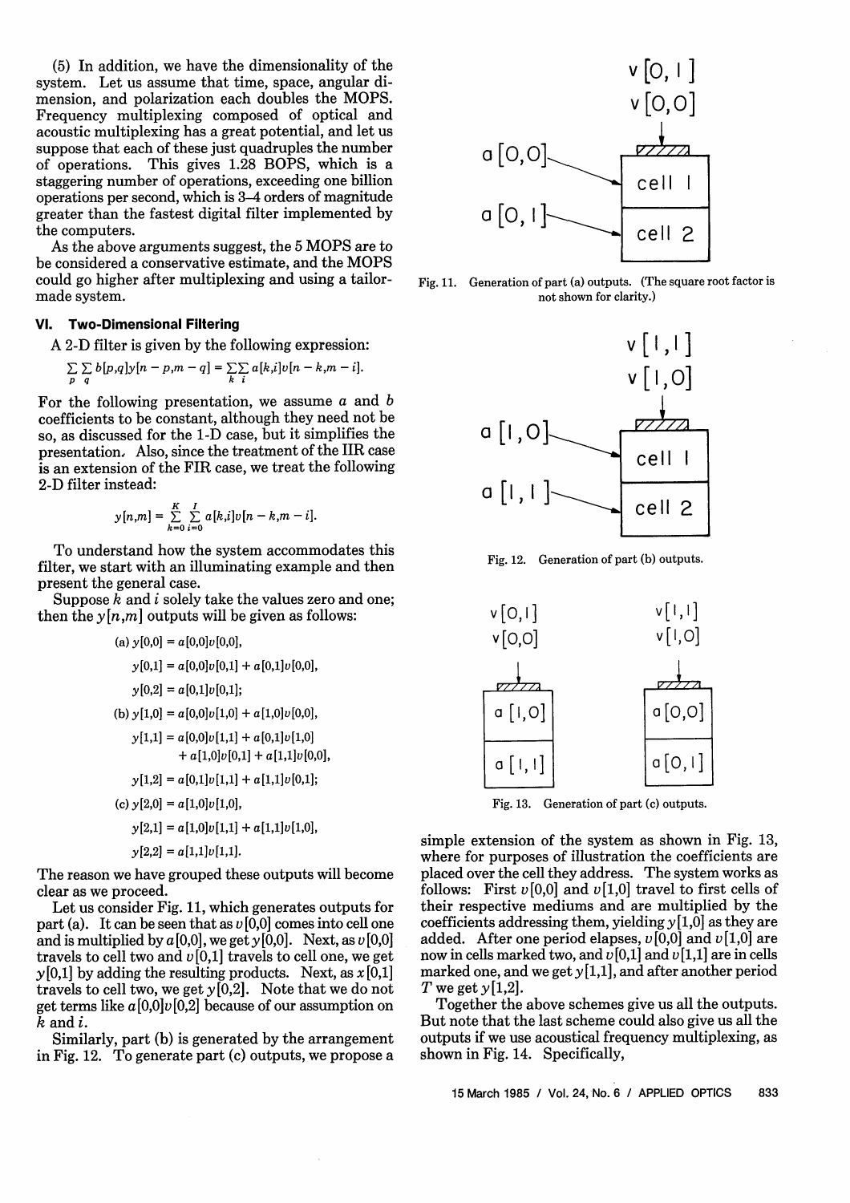(5) In addition, we have the dimensionality of the system. Let us assume that time, space, angular dimension, and polarization each doubles the MOPS. Frequency multiplexing composed of optical and acoustic multiplexing has a great potential, and let us suppose that each of these just quadruples the number of operations. This gives 1.28 BOPS, which is a staggering number of operations, exceeding one billion operations per second, which is 3–4 orders of magnitude greater than the fastest digital filter implemented by the computers.

As the above arguments suggest, the 5 MOPS are to be considered a conservative estimate, and the MOPS could go higher after multiplexing and using a tailor-made system.

## VI. Two-Dimensional Filtering

A 2-D filter is given by the following expression:

$$\sum_p \sum_q b[p,q]y[n-p,m-q] = \sum_k \sum_i a[k,i]v[n-k,m-i].$$

For the following presentation, we assume $a$ and $b$ coefficients to be constant, although they need not be so, as discussed for the 1-D case, but it simplifies the presentation. Also, since the treatment of the IIR case is an extension of the FIR case, we treat the following 2-D filter instead:

$$y[n,m] = \sum_{k=0}^{K} \sum_{i=0}^{I} a[k,i]v[n-k,m-i].$$

To understand how the system accommodates this filter, we start with an illuminating example and then present the general case.

Suppose $k$ and $i$ solely take the values zero and one; then the $y[n,m]$ outputs will be given as follows:

(a) $y[0,0] = a[0,0]v[0,0],$

$y[0,1] = a[0,0]v[0,1] + a[0,1]v[0,0],$

$y[0,2] = a[0,1]v[0,1];$

(b) $y[1,0] = a[0,0]v[1,0] + a[1,0]v[0,0],$

$y[1,1] = a[0,0]v[1,1] + a[0,1]v[1,0] + a[1,0]v[0,1] + a[1,1]v[0,0],$

$y[1,2] = a[0,1]v[1,1] + a[1,1]v[0,1];$

(c) $y[2,0] = a[1,0]v[1,0],$

$y[2,1] = a[1,0]v[1,1] + a[1,1]v[1,0],$

$y[2,2] = a[1,1]v[1,1].$

The reason we have grouped these outputs will become clear as we proceed.

Let us consider Fig. 11, which generates outputs for part (a). It can be seen that as $v[0,0]$ comes into cell one and is multiplied by $a[0,0]$, we get $y[0,0]$. Next, as $v[0,0]$ travels to cell two and $v[0,1]$ travels to cell one, we get $y[0,1]$ by adding the resulting products. Next, as $x[0,1]$ travels to cell two, we get $y[0,2]$. Note that we do not get terms like $a[0,0]v[0,2]$ because of our assumption on $k$ and $i$.

Similarly, part (b) is generated by the arrangement in Fig. 12. To generate part (c) outputs, we propose a simple extension of the system as shown in Fig. 13, where for purposes of illustration the coefficients are placed over the cell they address. The system works as follows: First $v[0,0]$ and $v[1,0]$ travel to first cells of their respective mediums and are multiplied by the coefficients addressing them, yielding $y[1,0]$ as they are added. After one period elapses, $v[0,0]$ and $v[1,0]$ are now in cells marked two, and $v[0,1]$ and $v[1,1]$ are in cells marked one, and we get $y[1,1]$, and after another period $T$ we get $y[1,2]$.

Together the above schemes give us all the outputs. But note that the last scheme could also give us all the outputs if we use acoustical frequency multiplexing, as shown in Fig. 14. Specifically,

Fig. 11. Generation of part (a) outputs. (The square root factor is not shown for clarity.)

Fig. 12. Generation of part (b) outputs.

Fig. 13. Generation of part (c) outputs.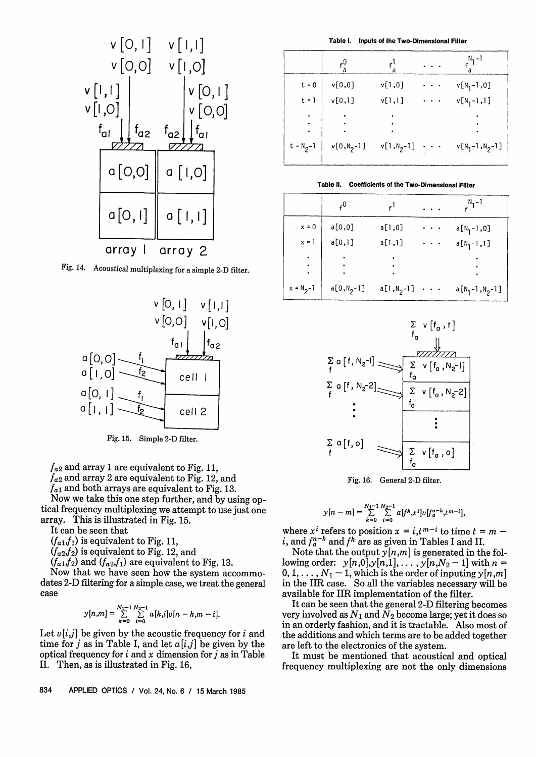Fig. 14. Acoustical multiplexing for a simple 2-D filter.

Fig. 15. Simple 2-D filter.

$f_{a2}$ and array 1 are equivalent to Fig. 11,
$f_{a2}$ and array 2 are equivalent to Fig. 12, and
$f_{a1}$ and both arrays are equivalent to Fig. 13.

Now we take this one step further, and by using optical frequency multiplexing we attempt to use just one array. This is illustrated in Fig. 15.

It can be seen that
$(f_{a1},f_1)$ is equivalent to Fig. 11,
$(f_{a2},f_2)$ is equivalent to Fig. 12, and
$(f_{a1},f_2)$ and $(f_{a2},f_1)$ are equivalent to Fig. 13.

Now that we have seen how the system accommodates 2-D filtering for a simple case, we treat the general case

$$y[n,m] = \sum_{k=0}^{N_1-1} \sum_{i=0}^{N_2-1} a[k,i]v[n-k,m-i].$$

Let $v[i,j]$ be given by the acoustic frequency for $i$ and time for $j$ as in Table I, and let $a[i,j]$ be given by the optical frequency for $i$ and $x$ dimension for $j$ as in Table II. Then, as is illustrated in Fig. 16,

**Table I. Inputs of the Two-Dimensional Filter**

| | $f_a^0$ | $f_a^1$ | ... | $f_a^{N_1-1}$ |
|---|---|---|---|---|
| $t=0$ | $v[0,0]$ | $v[1,0]$ | ... | $v[N_1-1,0]$ |
| $t=1$ | $v[0,1]$ | $v[1,1]$ | ... | $v[N_1-1,1]$ |
| ⋮ | ⋮ | ⋮ | | ⋮ |
| $t=N_2-1$ | $v[0,N_2-1]$ | $v[1,N_2-1]$ | ... | $v[N_1-1,N_2-1]$ |

**Table II. Coefficients of the Two-Dimensional Filter**

| | $f^0$ | $f^1$ | ... | $f^{N_1-1}$ |
|---|---|---|---|---|
| $x=0$ | $a[0,0]$ | $a[1,0]$ | ... | $a[N_1-1,0]$ |
| $x=1$ | $a[0,1]$ | $a[1,1]$ | ... | $a[N_1-1,1]$ |
| ⋮ | ⋮ | ⋮ | | ⋮ |
| $x=N_2-1$ | $a[0,N_2-1]$ | $a[1,N_2-1]$ | ... | $a[N_1-1,N_2-1]$ |

Fig. 16. General 2-D filter.

$$y[n-m] = \sum_{k=0}^{N_1-1} \sum_{i=0}^{N_2-1} a[f^k,x^i]v[f_a^{n-k},t^{m-i}],$$

where $x^i$ refers to position $x=i,t^{m-i}$ to time $t=m-i$, and $f_a^{n-k}$ and $f^k$ are as given in Tables I and II.

Note that the output $y[n,m]$ is generated in the following order: $y[n,0],y[n,1],\ldots,y[n,N_2-1]$ with $n=0,1,\ldots,N_1-1$, which is the order of inputing $y[n,m]$ in the IIR case. So all the variables necessary will be available for IIR implementation of the filter.

It can be seen that the general 2-D filtering becomes very involved as $N_1$ and $N_2$ become large; yet it does so in an orderly fashion, and it is tractable. Also most of the additions and which terms are to be added together are left to the electronics of the system.

It must be mentioned that acoustical and optical frequency multiplexing are not the only dimensions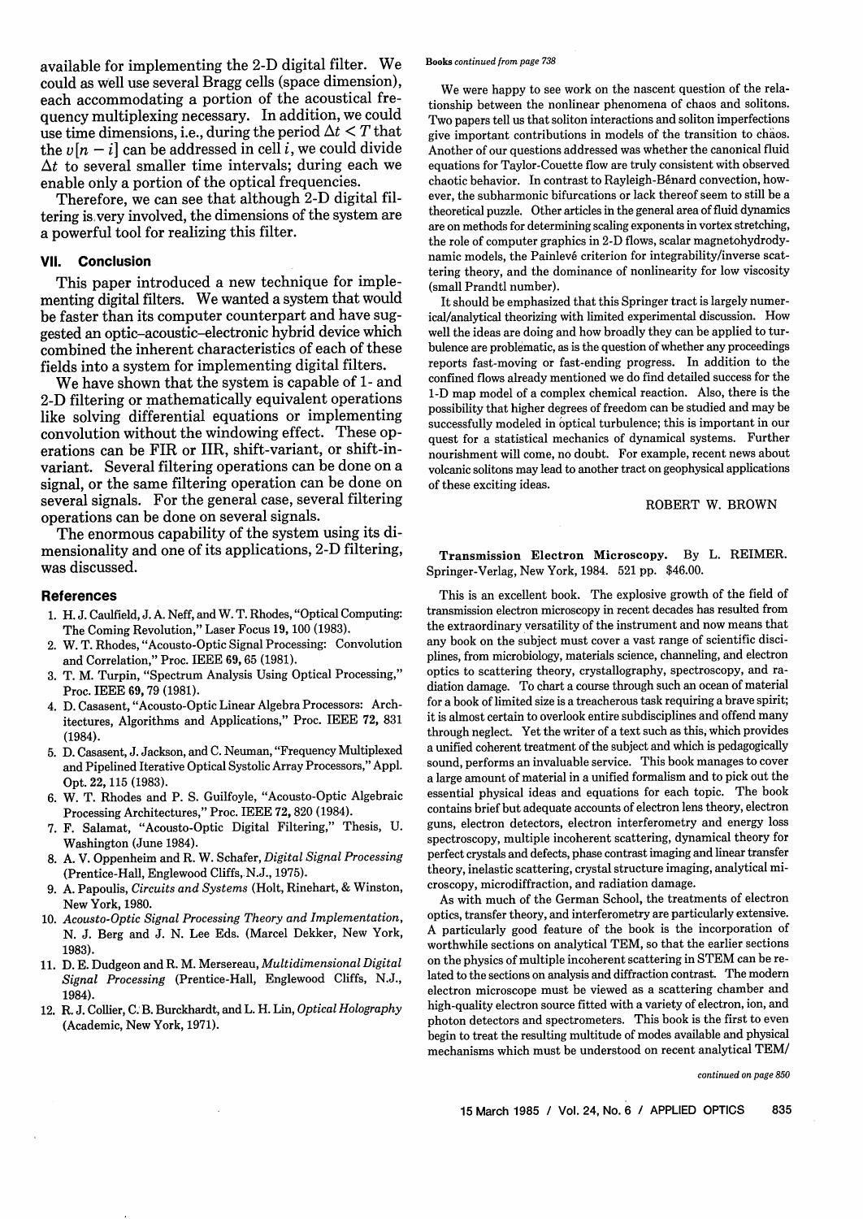available for implementing the 2-D digital filter. We could as well use several Bragg cells (space dimension), each accommodating a portion of the acoustical frequency multiplexing necessary. In addition, we could use time dimensions, i.e., during the period $\Delta t < T$ that the $v[n-i]$ can be addressed in cell $i$, we could divide $\Delta t$ to several smaller time intervals; during each we enable only a portion of the optical frequencies.

Therefore, we can see that although 2-D digital filtering is very involved, the dimensions of the system are a powerful tool for realizing this filter.

## VII. Conclusion

This paper introduced a new technique for implementing digital filters. We wanted a system that would be faster than its computer counterpart and have suggested an optic–acoustic–electronic hybrid device which combined the inherent characteristics of each of these fields into a system for implementing digital filters.

We have shown that the system is capable of 1- and 2-D filtering or mathematically equivalent operations like solving differential equations or implementing convolution without the windowing effect. These operations can be FIR or IIR, shift-variant, or shift-invariant. Several filtering operations can be done on a signal, or the same filtering operation can be done on several signals. For the general case, several filtering operations can be done on several signals.

The enormous capability of the system using its dimensionality and one of its applications, 2-D filtering, was discussed.

## References

1. H. J. Caulfield, J. A. Neff, and W. T. Rhodes, "Optical Computing: The Coming Revolution," Laser Focus 19, 100 (1983).
2. W. T. Rhodes, "Acousto-Optic Signal Processing: Convolution and Correlation," Proc. IEEE 69, 65 (1981).
3. T. M. Turpin, "Spectrum Analysis Using Optical Processing," Proc. IEEE 69, 79 (1981).
4. D. Casasent, "Acousto-Optic Linear Algebra Processors: Architectures, Algorithms and Applications," Proc. IEEE 72, 831 (1984).
5. D. Casasent, J. Jackson, and C. Neuman, "Frequency Multiplexed and Pipelined Iterative Optical Systolic Array Processors," Appl. Opt. 22, 115 (1983).
6. W. T. Rhodes and P. S. Guilfoyle, "Acousto-Optic Algebraic Processing Architectures," Proc. IEEE 72, 820 (1984).
7. F. Salamat, "Acousto-Optic Digital Filtering," Thesis, U. Washington (June 1984).
8. A. V. Oppenheim and R. W. Schafer, *Digital Signal Processing* (Prentice-Hall, Englewood Cliffs, N.J., 1975).
9. A. Papoulis, *Circuits and Systems* (Holt, Rinehart, & Winston, New York, 1980.
10. *Acousto-Optic Signal Processing Theory and Implementation*, N. J. Berg and J. N. Lee Eds. (Marcel Dekker, New York, 1983).
11. D. E. Dudgeon and R. M. Mersereau, *Multidimensional Digital Signal Processing* (Prentice-Hall, Englewood Cliffs, N.J., 1984).
12. R. J. Collier, C. B. Burckhardt, and L. H. Lin, *Optical Holography* (Academic, New York, 1971).

**Books** *continued from page 738*

We were happy to see work on the nascent question of the relationship between the nonlinear phenomena of chaos and solitons. Two papers tell us that soliton interactions and soliton imperfections give important contributions in models of the transition to chaos. Another of our questions addressed was whether the canonical fluid equations for Taylor-Couette flow are truly consistent with observed chaotic behavior. In contrast to Rayleigh-Bênard convection, however, the subharmonic bifurcations or lack thereof seem to still be a theoretical puzzle. Other articles in the general area of fluid dynamics are on methods for determining scaling exponents in vortex stretching, the role of computer graphics in 2-D flows, scalar magnetohydrodynamic models, the Painlevé criterion for integrability/inverse scattering theory, and the dominance of nonlinearity for low viscosity (small Prandtl number).

It should be emphasized that this Springer tract is largely numerical/analytical theorizing with limited experimental discussion. How well the ideas are doing and how broadly they can be applied to turbulence are problematic, as is the question of whether any proceedings reports fast-moving or fast-ending progress. In addition to the confined flows already mentioned we do find detailed success for the 1-D map model of a complex chemical reaction. Also, there is the possibility that higher degrees of freedom can be studied and may be successfully modeled in optical turbulence; this is important in our quest for a statistical mechanics of dynamical systems. Further nourishment will come, no doubt. For example, recent news about volcanic solitons may lead to another tract on geophysical applications of these exciting ideas.

ROBERT W. BROWN

**Transmission Electron Microscopy.** By L. REIMER. Springer-Verlag, New York, 1984. 521 pp. $46.00.

This is an excellent book. The explosive growth of the field of transmission electron microscopy in recent decades has resulted from the extraordinary versatility of the instrument and now means that any book on the subject must cover a vast range of scientific disciplines, from microbiology, materials science, channeling, and electron optics to scattering theory, crystallography, spectroscopy, and radiation damage. To chart a course through such an ocean of material for a book of limited size is a treacherous task requiring a brave spirit; it is almost certain to overlook entire subdisciplines and offend many through neglect. Yet the writer of a text such as this, which provides a unified coherent treatment of the subject and which is pedagogically sound, performs an invaluable service. This book manages to cover a large amount of material in a unified formalism and to pick out the essential physical ideas and equations for each topic. The book contains brief but adequate accounts of electron lens theory, electron guns, electron detectors, electron interferometry and energy loss spectroscopy, multiple incoherent scattering, dynamical theory for perfect crystals and defects, phase contrast imaging and linear transfer theory, inelastic scattering, crystal structure imaging, analytical microscopy, microdiffraction, and radiation damage.

As with much of the German School, the treatments of electron optics, transfer theory, and interferometry are particularly extensive. A particularly good feature of the book is the incorporation of worthwhile sections on analytical TEM, so that the earlier sections on the physics of multiple incoherent scattering in STEM can be related to the sections on analysis and diffraction contrast. The modern electron microscope must be viewed as a scattering chamber and high-quality electron source fitted with a variety of electron, ion, and photon detectors and spectrometers. This book is the first to even begin to treat the resulting multitude of modes available and physical mechanisms which must be understood on recent analytical TEM/

*continued on page 850*